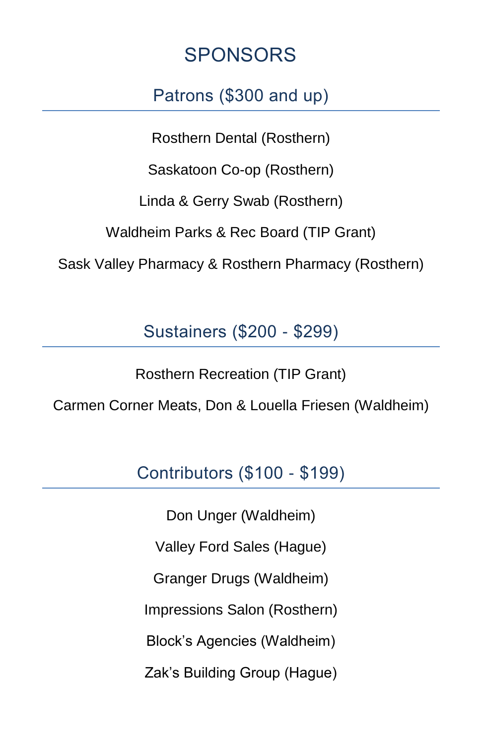# SPONSORS

## Patrons ($300 and up)

Rosthern Dental (Rosthern)

Saskatoon Co-op (Rosthern)

Linda & Gerry Swab (Rosthern)

Waldheim Parks & Rec Board (TIP Grant)

Sask Valley Pharmacy & Rosthern Pharmacy (Rosthern)

## Sustainers ($200 - $299)

Rosthern Recreation (TIP Grant)

Carmen Corner Meats, Don & Louella Friesen (Waldheim)

## Contributors ($100 - $199)

Don Unger (Waldheim)

Valley Ford Sales (Hague)

Granger Drugs (Waldheim)

Impressions Salon (Rosthern)

Block's Agencies (Waldheim)

Zak's Building Group (Hague)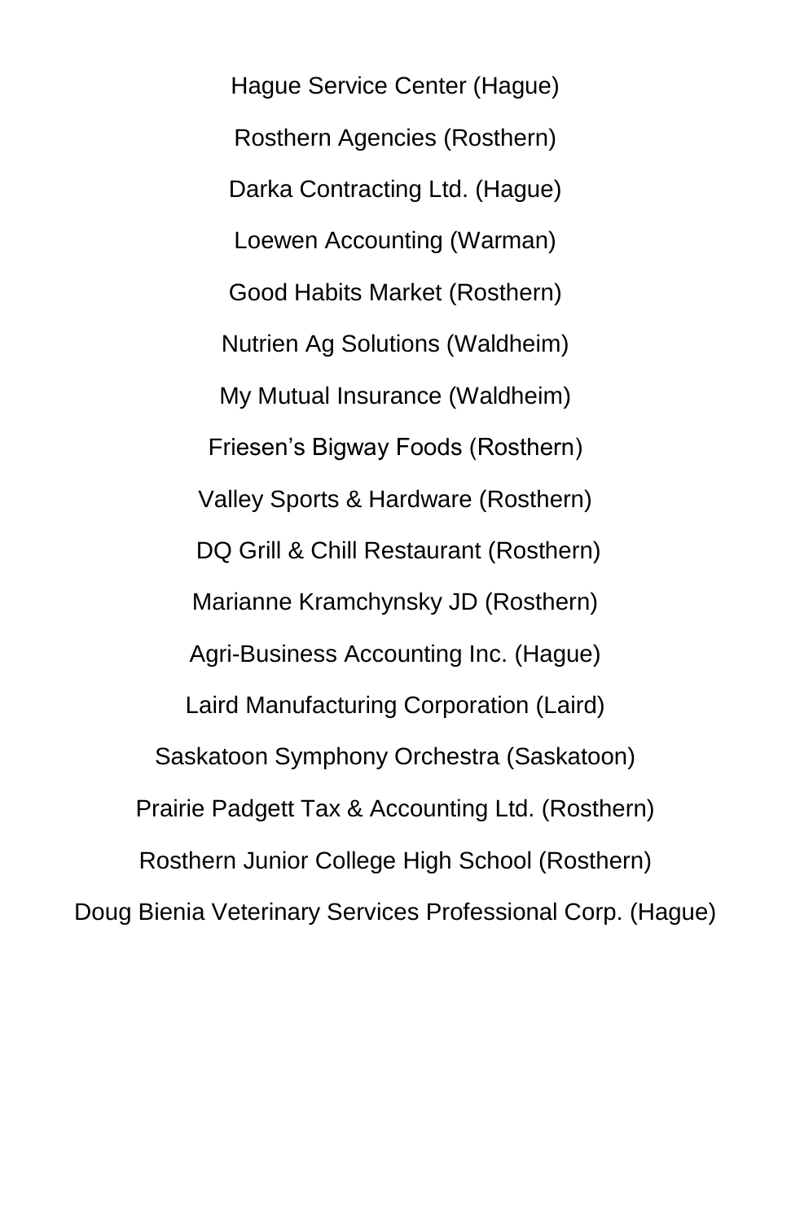Hague Service Center (Hague)

Rosthern Agencies (Rosthern)

Darka Contracting Ltd. (Hague)

Loewen Accounting (Warman)

Good Habits Market (Rosthern)

Nutrien Ag Solutions (Waldheim)

My Mutual Insurance (Waldheim)

Friesen's Bigway Foods (Rosthern)

Valley Sports & Hardware (Rosthern)

DQ Grill & Chill Restaurant (Rosthern)

Marianne Kramchynsky JD (Rosthern)

Agri-Business Accounting Inc. (Hague)

Laird Manufacturing Corporation (Laird)

Saskatoon Symphony Orchestra (Saskatoon)

Prairie Padgett Tax & Accounting Ltd. (Rosthern)

Rosthern Junior College High School (Rosthern)

Doug Bienia Veterinary Services Professional Corp. (Hague)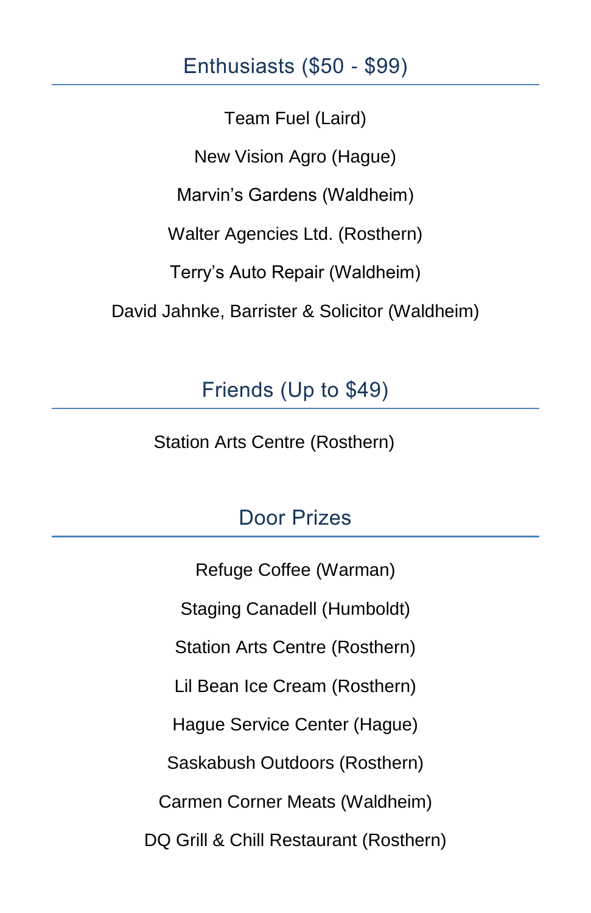## Enthusiasts ($50 - $99)

Team Fuel (Laird)

New Vision Agro (Hague)

Marvin's Gardens (Waldheim)

Walter Agencies Ltd. (Rosthern)

Terry's Auto Repair (Waldheim)

David Jahnke, Barrister & Solicitor (Waldheim)

## Friends (Up to $49)

Station Arts Centre (Rosthern)

## Door Prizes

Refuge Coffee (Warman)

Staging Canadell (Humboldt)

Station Arts Centre (Rosthern)

Lil Bean Ice Cream (Rosthern)

Hague Service Center (Hague)

Saskabush Outdoors (Rosthern)

Carmen Corner Meats (Waldheim)

DQ Grill & Chill Restaurant (Rosthern)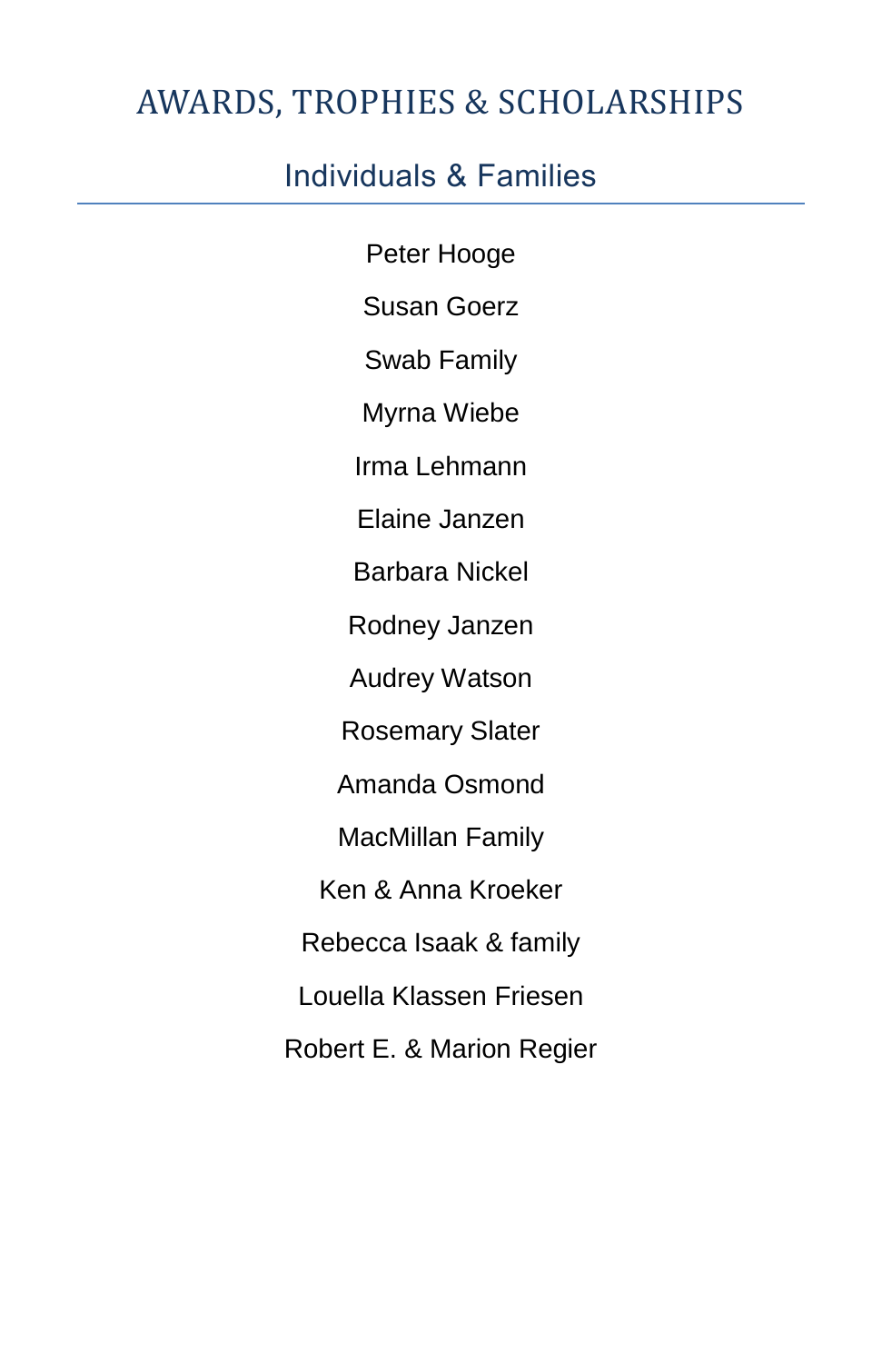# AWARDS, TROPHIES & SCHOLARSHIPS

## Individuals & Families

Peter Hooge

Susan Goerz

Swab Family

Myrna Wiebe

Irma Lehmann

Elaine Janzen

Barbara Nickel

Rodney Janzen

Audrey Watson

Rosemary Slater

Amanda Osmond

MacMillan Family

Ken & Anna Kroeker

Rebecca Isaak & family

Louella Klassen Friesen

Robert E. & Marion Regier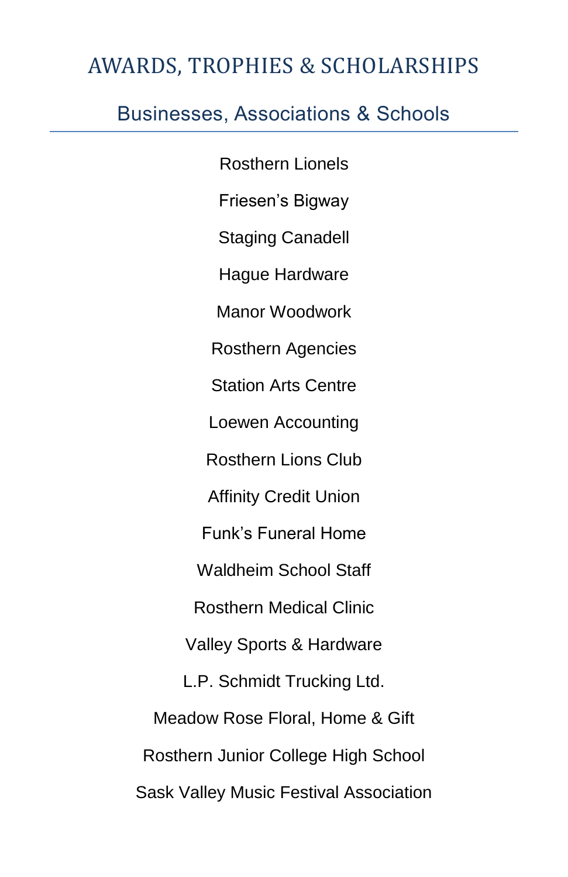# AWARDS, TROPHIES & SCHOLARSHIPS

## Businesses, Associations & Schools

Rosthern Lionels

Friesen's Bigway

Staging Canadell

Hague Hardware

Manor Woodwork

Rosthern Agencies

Station Arts Centre

Loewen Accounting

Rosthern Lions Club

Affinity Credit Union

Funk's Funeral Home

Waldheim School Staff

Rosthern Medical Clinic

Valley Sports & Hardware

L.P. Schmidt Trucking Ltd.

Meadow Rose Floral, Home & Gift

Rosthern Junior College High School

Sask Valley Music Festival Association